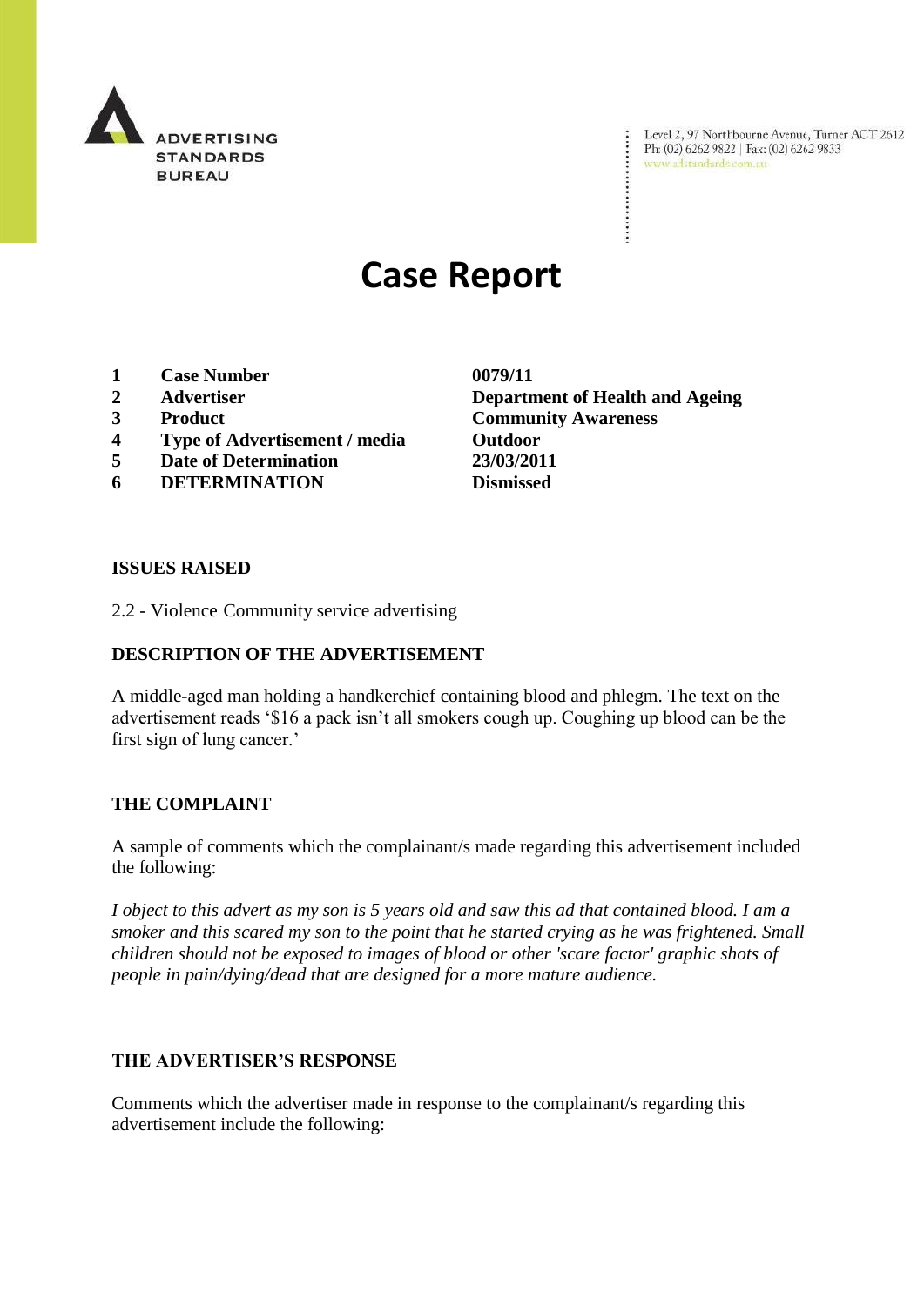ADVERTISING STANDARDS BUREAU

Level 2, 97 Northbourne Avenue, Turner ACT 2612
Ph: (02) 6262 9822 | Fax: (02) 6262 9833
www.adstandards.com.au

# Case Report

| | | |
|---|---|---|
| **1** | **Case Number** | **0079/11** |
| **2** | **Advertiser** | **Department of Health and Ageing** |
| **3** | **Product** | **Community Awareness** |
| **4** | **Type of Advertisement / media** | **Outdoor** |
| **5** | **Date of Determination** | **23/03/2011** |
| **6** | **DETERMINATION** | **Dismissed** |

## ISSUES RAISED

2.2 - Violence Community service advertising

## DESCRIPTION OF THE ADVERTISEMENT

A middle-aged man holding a handkerchief containing blood and phlegm. The text on the advertisement reads '$16 a pack isn't all smokers cough up. Coughing up blood can be the first sign of lung cancer.'

## THE COMPLAINT

A sample of comments which the complainant/s made regarding this advertisement included the following:

*I object to this advert as my son is 5 years old and saw this ad that contained blood. I am a smoker and this scared my son to the point that he started crying as he was frightened. Small children should not be exposed to images of blood or other 'scare factor' graphic shots of people in pain/dying/dead that are designed for a more mature audience.*

## THE ADVERTISER'S RESPONSE

Comments which the advertiser made in response to the complainant/s regarding this advertisement include the following: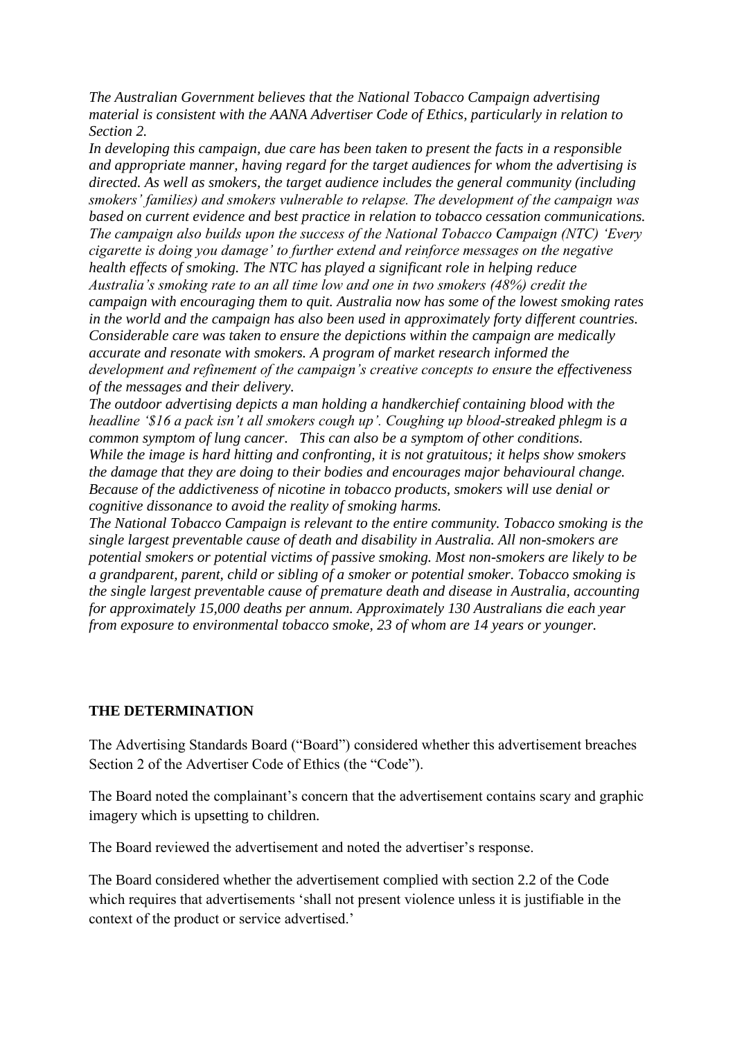*The Australian Government believes that the National Tobacco Campaign advertising material is consistent with the AANA Advertiser Code of Ethics, particularly in relation to Section 2.*

*In developing this campaign, due care has been taken to present the facts in a responsible and appropriate manner, having regard for the target audiences for whom the advertising is directed. As well as smokers, the target audience includes the general community (including smokers' families) and smokers vulnerable to relapse. The development of the campaign was based on current evidence and best practice in relation to tobacco cessation communications. The campaign also builds upon the success of the National Tobacco Campaign (NTC) 'Every cigarette is doing you damage' to further extend and reinforce messages on the negative health effects of smoking. The NTC has played a significant role in helping reduce Australia's smoking rate to an all time low and one in two smokers (48%) credit the campaign with encouraging them to quit. Australia now has some of the lowest smoking rates in the world and the campaign has also been used in approximately forty different countries. Considerable care was taken to ensure the depictions within the campaign are medically accurate and resonate with smokers. A program of market research informed the development and refinement of the campaign's creative concepts to ensure the effectiveness of the messages and their delivery.*

*The outdoor advertising depicts a man holding a handkerchief containing blood with the headline '$16 a pack isn't all smokers cough up'. Coughing up blood-streaked phlegm is a common symptom of lung cancer. This can also be a symptom of other conditions.*

*While the image is hard hitting and confronting, it is not gratuitous; it helps show smokers the damage that they are doing to their bodies and encourages major behavioural change. Because of the addictiveness of nicotine in tobacco products, smokers will use denial or cognitive dissonance to avoid the reality of smoking harms.*

*The National Tobacco Campaign is relevant to the entire community. Tobacco smoking is the single largest preventable cause of death and disability in Australia. All non-smokers are potential smokers or potential victims of passive smoking. Most non-smokers are likely to be a grandparent, parent, child or sibling of a smoker or potential smoker. Tobacco smoking is the single largest preventable cause of premature death and disease in Australia, accounting for approximately 15,000 deaths per annum. Approximately 130 Australians die each year from exposure to environmental tobacco smoke, 23 of whom are 14 years or younger.*

**THE DETERMINATION**

The Advertising Standards Board ("Board") considered whether this advertisement breaches Section 2 of the Advertiser Code of Ethics (the "Code").

The Board noted the complainant's concern that the advertisement contains scary and graphic imagery which is upsetting to children.

The Board reviewed the advertisement and noted the advertiser's response.

The Board considered whether the advertisement complied with section 2.2 of the Code which requires that advertisements 'shall not present violence unless it is justifiable in the context of the product or service advertised.'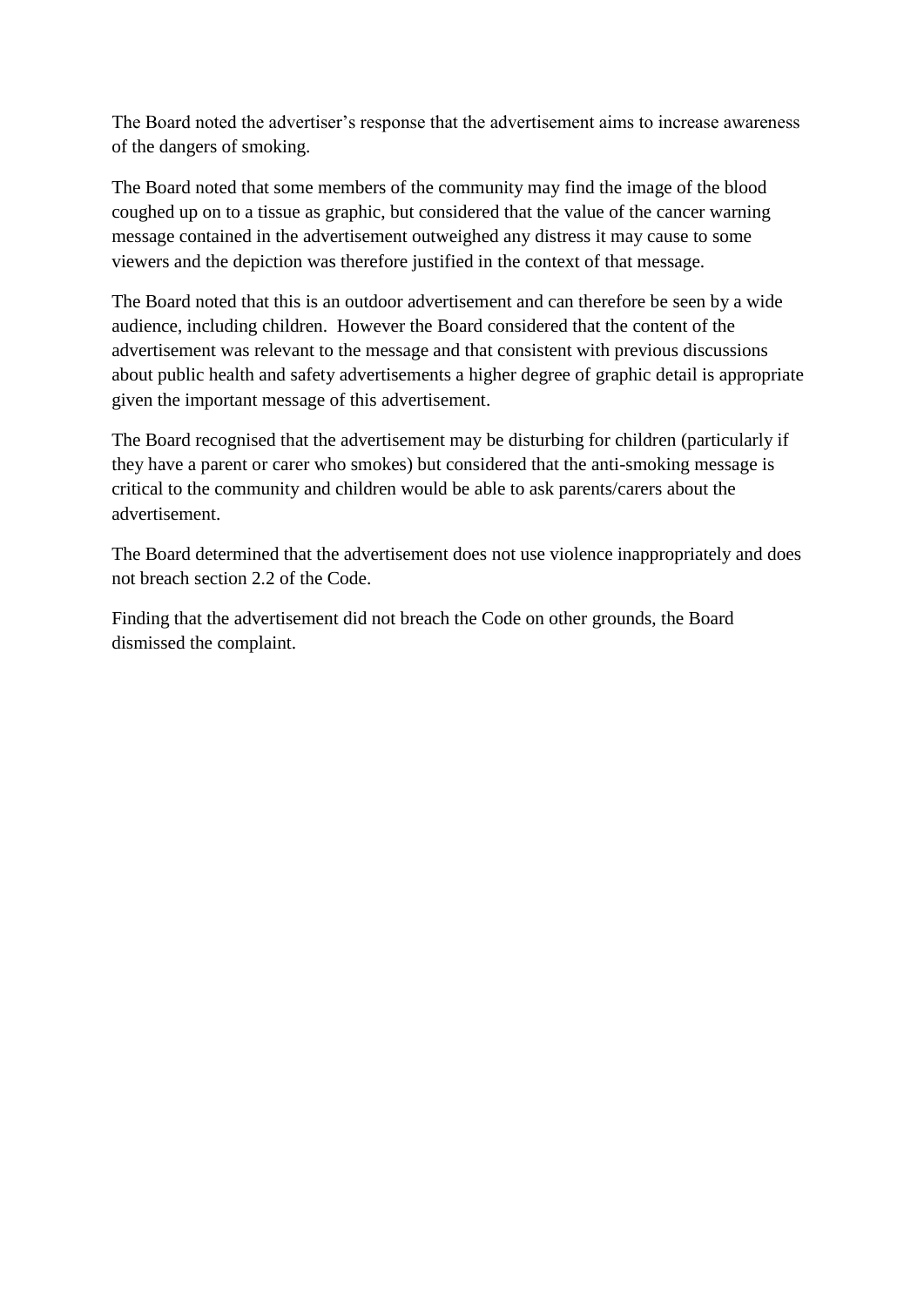The Board noted the advertiser's response that the advertisement aims to increase awareness of the dangers of smoking.

The Board noted that some members of the community may find the image of the blood coughed up on to a tissue as graphic, but considered that the value of the cancer warning message contained in the advertisement outweighed any distress it may cause to some viewers and the depiction was therefore justified in the context of that message.

The Board noted that this is an outdoor advertisement and can therefore be seen by a wide audience, including children. However the Board considered that the content of the advertisement was relevant to the message and that consistent with previous discussions about public health and safety advertisements a higher degree of graphic detail is appropriate given the important message of this advertisement.

The Board recognised that the advertisement may be disturbing for children (particularly if they have a parent or carer who smokes) but considered that the anti-smoking message is critical to the community and children would be able to ask parents/carers about the advertisement.

The Board determined that the advertisement does not use violence inappropriately and does not breach section 2.2 of the Code.

Finding that the advertisement did not breach the Code on other grounds, the Board dismissed the complaint.